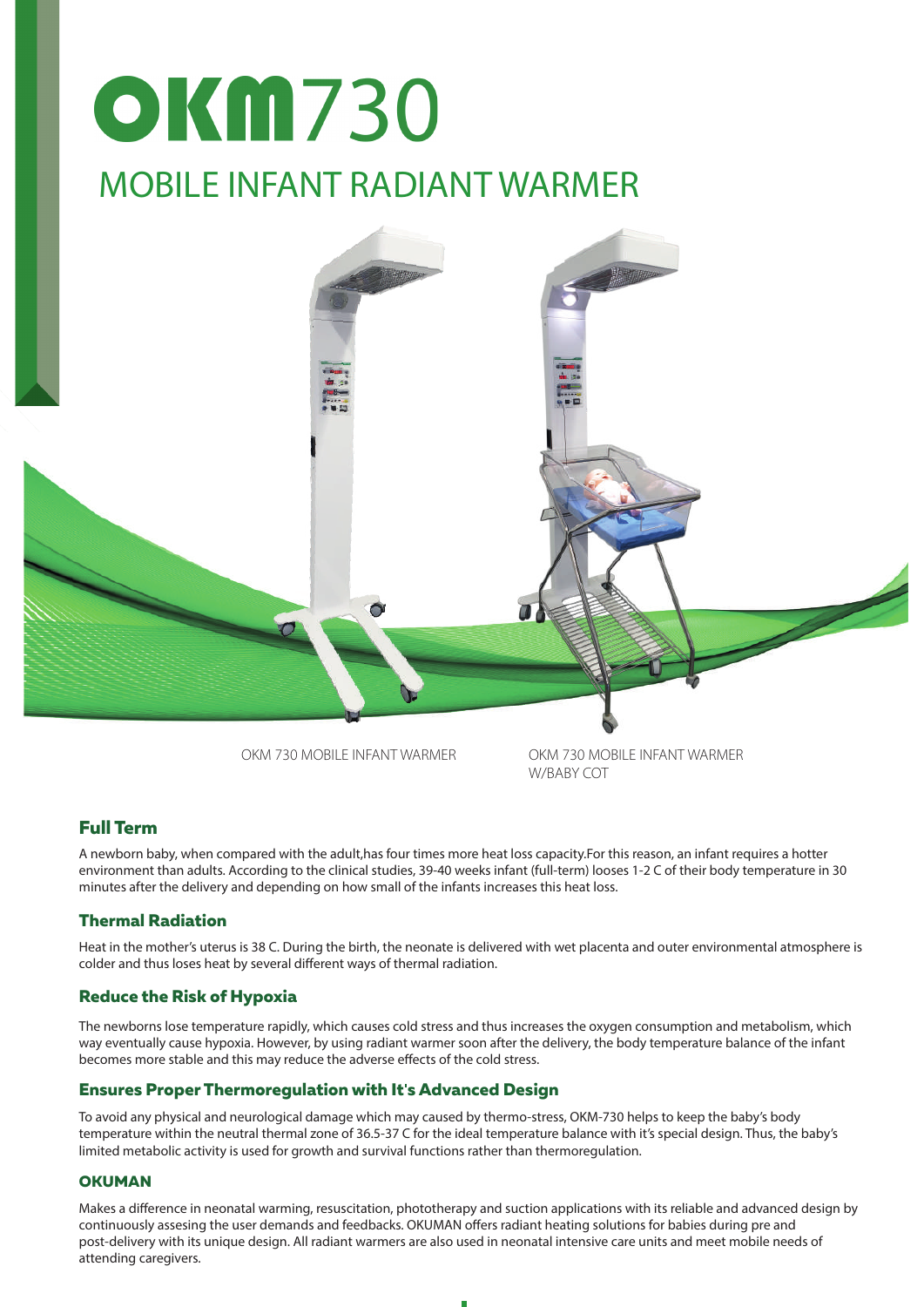# OKM730

## MOBILE INFANT RADIANT WARMER

OKM 730 MOBILE INFANT WARMER

OKM 730 MOBILE INFANT WARMER W/BABY COT

### Full Term

A newborn baby, when compared with the adult,has four times more heat loss capacity.For this reason, an infant requires a hotter environment than adults. According to the clinical studies, 39-40 weeks infant (full-term) looses 1-2 C of their body temperature in 30 minutes after the delivery and depending on how small of the infants increases this heat loss.

### Thermal Radiation

Heat in the mother's uterus is 38 C. During the birth, the neonate is delivered with wet placenta and outer environmental atmosphere is colder and thus loses heat by several different ways of thermal radiation.

### Reduce the Risk of Hypoxia

The newborns lose temperature rapidly, which causes cold stress and thus increases the oxygen consumption and metabolism, which way eventually cause hypoxia. However, by using radiant warmer soon after the delivery, the body temperature balance of the infant becomes more stable and this may reduce the adverse effects of the cold stress.

### Ensures Proper Thermoregulation with It's Advanced Design

To avoid any physical and neurological damage which may caused by thermo-stress, OKM-730 helps to keep the baby's body temperature within the neutral thermal zone of 36.5-37 C for the ideal temperature balance with it's special design. Thus, the baby's limited metabolic activity is used for growth and survival functions rather than thermoregulation.

### OKUMAN

Makes a difference in neonatal warming, resuscitation, phototherapy and suction applications with its reliable and advanced design by continuously assesing the user demands and feedbacks. OKUMAN offers radiant heating solutions for babies during pre and post-delivery with its unique design. All radiant warmers are also used in neonatal intensive care units and meet mobile needs of attending caregivers.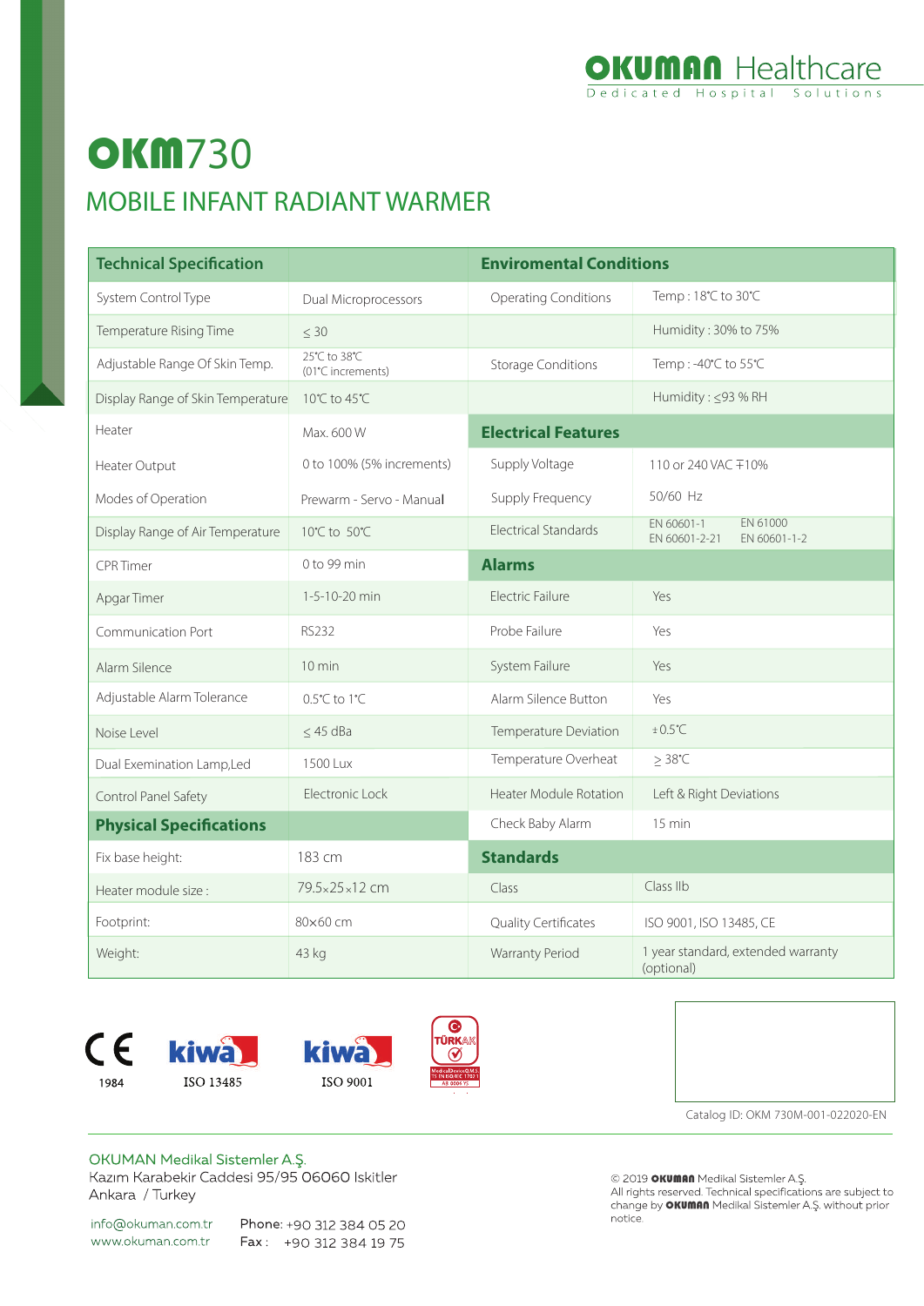OKUMAN Healthcare
Dedicated Hospital Solutions

# OKM730

## MOBILE INFANT RADIANT WARMER

| Technical Specification | | Enviromental Conditions | |
|---|---|---|---|
| System Control Type | Dual Microprocessors | Operating Conditions | Temp : 18°C to 30°C |
| Temperature Rising Time | ≤ 30 | | Humidity : 30% to 75% |
| Adjustable Range Of Skin Temp. | 25°C to 38°C (01°C increments) | Storage Conditions | Temp : -40°C to 55°C |
| Display Range of Skin Temperature | 10°C to 45°C | | Humidity : ≤93 % RH |
| Heater | Max. 600 W | **Electrical Features** | |
| Heater Output | 0 to 100% (5% increments) | Supply Voltage | 110 or 240 VAC ∓10% |
| Modes of Operation | Prewarm - Servo - Manual | Supply Frequency | 50/60 Hz |
| Display Range of Air Temperature | 10°C to 50°C | Electrical Standards | EN 60601-1, EN 60601-2-21, EN 61000, EN 60601-1-2 |
| CPR Timer | 0 to 99 min | **Alarms** | |
| Apgar Timer | 1-5-10-20 min | Electric Failure | Yes |
| Communication Port | RS232 | Probe Failure | Yes |
| Alarm Silence | 10 min | System Failure | Yes |
| Adjustable Alarm Tolerance | 0.5°C to 1°C | Alarm Silence Button | Yes |
| Noise Level | ≤ 45 dBa | Temperature Deviation | ±0.5°C |
| Dual Exemination Lamp,Led | 1500 Lux | Temperature Overheat | ≥ 38°C |
| Control Panel Safety | Electronic Lock | Heater Module Rotation | Left & Right Deviations |
| **Physical Specifications** | | Check Baby Alarm | 15 min |
| Fix base height: | 183 cm | **Standards** | |
| Heater module size : | 79.5×25×12 cm | Class | Class IIb |
| Footprint: | 80×60 cm | Quality Certificates | ISO 9001, ISO 13485, CE |
| Weight: | 43 kg | Warranty Period | 1 year standard, extended warranty (optional) |

CE 1984 — kiwa ISO 13485 — kiwa ISO 9001 — TÜRKAK

Catalog ID: OKM 730M-001-022020-EN

OKUMAN Medikal Sistemler A.Ş.
Kazım Karabekir Caddesi 95/95 06060 Iskitler
Ankara / Turkey

info@okuman.com.tr
www.okuman.com.tr

Phone: +90 312 384 05 20
Fax : +90 312 384 19 75

© 2019 OKUMAN Medikal Sistemler A.Ş.
All rights reserved. Technical specifications are subject to change by OKUMAN Medikal Sistemler A.Ş. without prior notice.